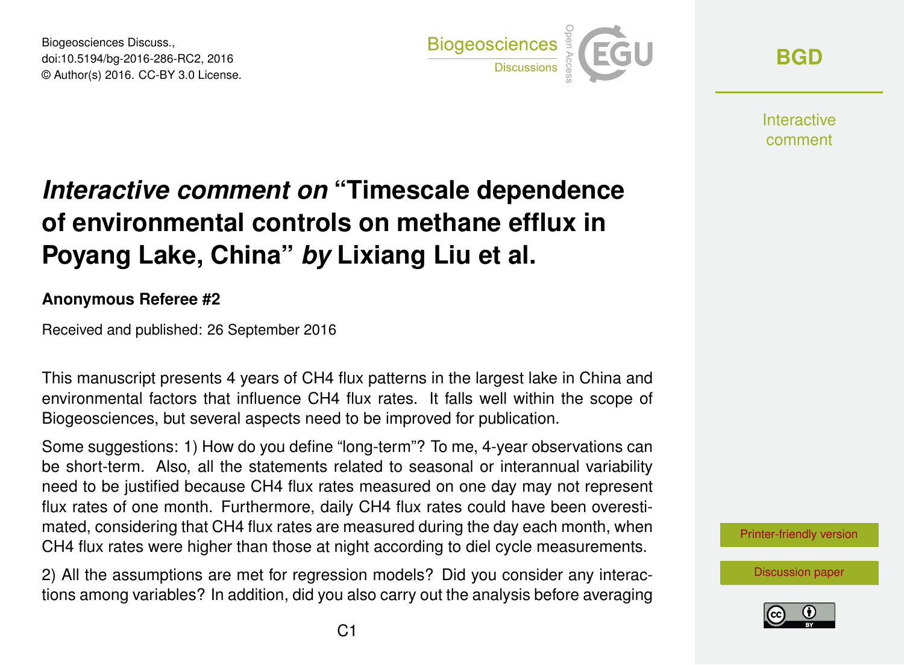# *Interactive comment on* "Timescale dependence of environmental controls on methane efflux in Poyang Lake, China" *by* Lixiang Liu et al.

**Anonymous Referee #2**

Received and published: 26 September 2016

This manuscript presents 4 years of $CH_4$ flux patterns in the largest lake in China and environmental factors that influence $CH_4$ flux rates. It falls well within the scope of Biogeosciences, but several aspects need to be improved for publication.

Some suggestions: 1) How do you define "long-term"? To me, 4-year observations can be short-term. Also, all the statements related to seasonal or interannual variability need to be justified because $CH_4$ flux rates measured on one day may not represent flux rates of one month. Furthermore, daily $CH_4$ flux rates could have been overestimated, considering that $CH_4$ flux rates are measured during the day each month, when $CH_4$ flux rates were higher than those at night according to diel cycle measurements.

2) All the assumptions are met for regression models? Did you consider any interactions among variables? In addition, did you also carry out the analysis before averaging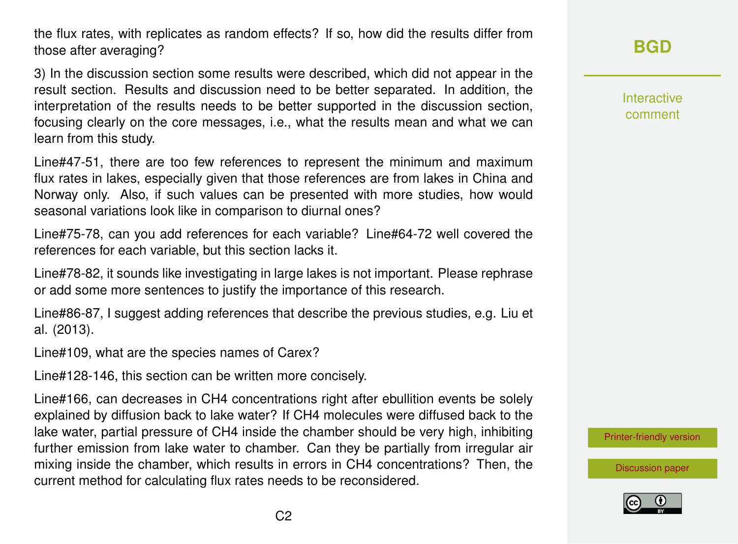the flux rates, with replicates as random effects? If so, how did the results differ from those after averaging?

3) In the discussion section some results were described, which did not appear in the result section. Results and discussion need to be better separated. In addition, the interpretation of the results needs to be better supported in the discussion section, focusing clearly on the core messages, i.e., what the results mean and what we can learn from this study.

Line#47-51, there are too few references to represent the minimum and maximum flux rates in lakes, especially given that those references are from lakes in China and Norway only. Also, if such values can be presented with more studies, how would seasonal variations look like in comparison to diurnal ones?

Line#75-78, can you add references for each variable? Line#64-72 well covered the references for each variable, but this section lacks it.

Line#78-82, it sounds like investigating in large lakes is not important. Please rephrase or add some more sentences to justify the importance of this research.

Line#86-87, I suggest adding references that describe the previous studies, e.g. Liu et al. (2013).

Line#109, what are the species names of Carex?

Line#128-146, this section can be written more concisely.

Line#166, can decreases in $CH_4$ concentrations right after ebullition events be solely explained by diffusion back to lake water? If $CH_4$ molecules were diffused back to the lake water, partial pressure of $CH_4$ inside the chamber should be very high, inhibiting further emission from lake water to chamber. Can they be partially from irregular air mixing inside the chamber, which results in errors in $CH_4$ concentrations? Then, the current method for calculating flux rates needs to be reconsidered.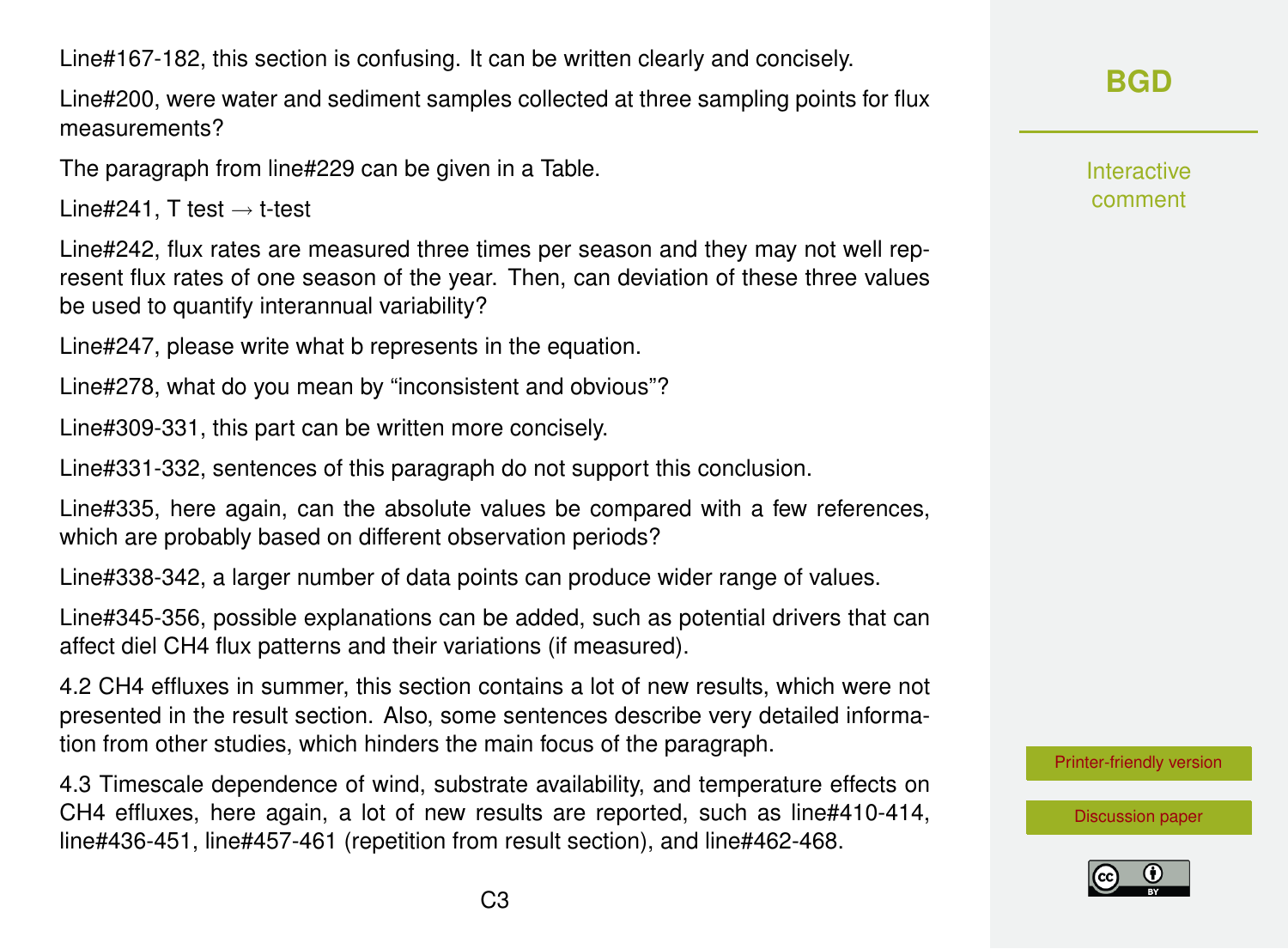Line#167-182, this section is confusing. It can be written clearly and concisely.

Line#200, were water and sediment samples collected at three sampling points for flux measurements?

The paragraph from line#229 can be given in a Table.

Line#241, T test → t-test

Line#242, flux rates are measured three times per season and they may not well represent flux rates of one season of the year. Then, can deviation of these three values be used to quantify interannual variability?

Line#247, please write what b represents in the equation.

Line#278, what do you mean by "inconsistent and obvious"?

Line#309-331, this part can be written more concisely.

Line#331-332, sentences of this paragraph do not support this conclusion.

Line#335, here again, can the absolute values be compared with a few references, which are probably based on different observation periods?

Line#338-342, a larger number of data points can produce wider range of values.

Line#345-356, possible explanations can be added, such as potential drivers that can affect diel $CH_4$ flux patterns and their variations (if measured).

4.2 $CH_4$ effluxes in summer, this section contains a lot of new results, which were not presented in the result section. Also, some sentences describe very detailed information from other studies, which hinders the main focus of the paragraph.

4.3 Timescale dependence of wind, substrate availability, and temperature effects on $CH_4$ effluxes, here again, a lot of new results are reported, such as line#410-414, line#436-451, line#457-461 (repetition from result section), and line#462-468.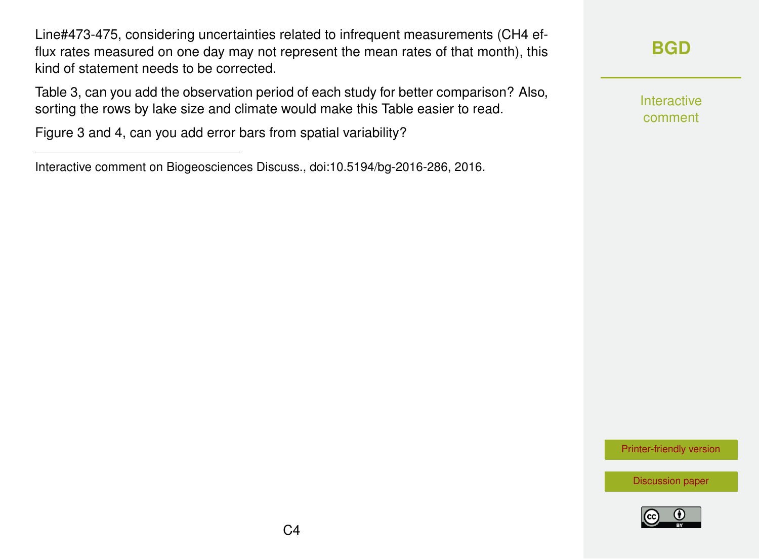Line#473-475, considering uncertainties related to infrequent measurements ($CH_4$ efflux rates measured on one day may not represent the mean rates of that month), this kind of statement needs to be corrected.

Table 3, can you add the observation period of each study for better comparison? Also, sorting the rows by lake size and climate would make this Table easier to read.

Figure 3 and 4, can you add error bars from spatial variability?

---

Interactive comment on Biogeosciences Discuss., doi:10.5194/bg-2016-286, 2016.